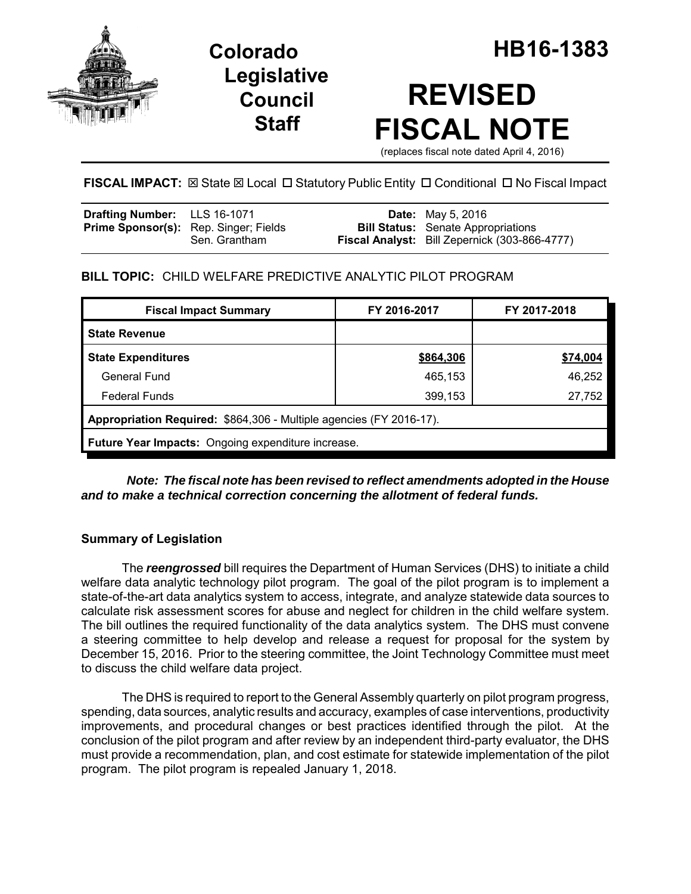# Colorado Legislative Council Staff

# HB16-1383

# REVISED FISCAL NOTE

(replaces fiscal note dated April 4, 2016)

**FISCAL IMPACT:** ☒ State ☒ Local ☐ Statutory Public Entity ☐ Conditional ☐ No Fiscal Impact

| | | | |
|---|---|---|---|
| **Drafting Number:** | LLS 16-1071 | **Date:** | May 5, 2016 |
| **Prime Sponsor(s):** | Rep. Singer; Fields<br>Sen. Grantham | **Bill Status:** | Senate Appropriations |
| | | **Fiscal Analyst:** | Bill Zepernick (303-866-4777) |

## BILL TOPIC: CHILD WELFARE PREDICTIVE ANALYTIC PILOT PROGRAM

| Fiscal Impact Summary | FY 2016-2017 | FY 2017-2018 |
|---|---|---|
| **State Revenue** | | |
| **State Expenditures** | **$864,306** | **$74,004** |
| General Fund | 465,153 | 46,252 |
| Federal Funds | 399,153 | 27,752 |
| **Appropriation Required:** $864,306 - Multiple agencies (FY 2016-17). | | |
| **Future Year Impacts:** Ongoing expenditure increase. | | |

***Note: The fiscal note has been revised to reflect amendments adopted in the House and to make a technical correction concerning the allotment of federal funds.***

### Summary of Legislation

The ***reengrossed*** bill requires the Department of Human Services (DHS) to initiate a child welfare data analytic technology pilot program. The goal of the pilot program is to implement a state-of-the-art data analytics system to access, integrate, and analyze statewide data sources to calculate risk assessment scores for abuse and neglect for children in the child welfare system. The bill outlines the required functionality of the data analytics system. The DHS must convene a steering committee to help develop and release a request for proposal for the system by December 15, 2016. Prior to the steering committee, the Joint Technology Committee must meet to discuss the child welfare data project.

The DHS is required to report to the General Assembly quarterly on pilot program progress, spending, data sources, analytic results and accuracy, examples of case interventions, productivity improvements, and procedural changes or best practices identified through the pilot. At the conclusion of the pilot program and after review by an independent third-party evaluator, the DHS must provide a recommendation, plan, and cost estimate for statewide implementation of the pilot program. The pilot program is repealed January 1, 2018.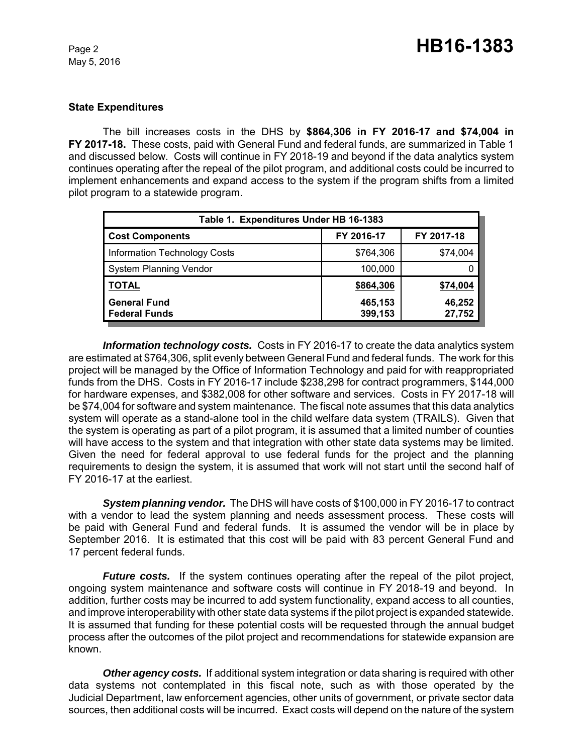**State Expenditures**

The bill increases costs in the DHS by **$864,306 in FY 2016-17 and $74,004 in FY 2017-18.** These costs, paid with General Fund and federal funds, are summarized in Table 1 and discussed below. Costs will continue in FY 2018-19 and beyond if the data analytics system continues operating after the repeal of the pilot program, and additional costs could be incurred to implement enhancements and expand access to the system if the program shifts from a limited pilot program to a statewide program.

| Table 1. Expenditures Under HB 16-1383 | | |
|---|---|---|
| **Cost Components** | **FY 2016-17** | **FY 2017-18** |
| Information Technology Costs | $764,306 | $74,004 |
| System Planning Vendor | 100,000 | 0 |
| **TOTAL** | **$864,306** | **$74,004** |
| **General Fund** | **465,153** | **46,252** |
| **Federal Funds** | **399,153** | **27,752** |

***Information technology costs.*** Costs in FY 2016-17 to create the data analytics system are estimated at $764,306, split evenly between General Fund and federal funds. The work for this project will be managed by the Office of Information Technology and paid for with reappropriated funds from the DHS. Costs in FY 2016-17 include $238,298 for contract programmers, $144,000 for hardware expenses, and $382,008 for other software and services. Costs in FY 2017-18 will be $74,004 for software and system maintenance. The fiscal note assumes that this data analytics system will operate as a stand-alone tool in the child welfare data system (TRAILS). Given that the system is operating as part of a pilot program, it is assumed that a limited number of counties will have access to the system and that integration with other state data systems may be limited. Given the need for federal approval to use federal funds for the project and the planning requirements to design the system, it is assumed that work will not start until the second half of FY 2016-17 at the earliest.

***System planning vendor.*** The DHS will have costs of $100,000 in FY 2016-17 to contract with a vendor to lead the system planning and needs assessment process. These costs will be paid with General Fund and federal funds. It is assumed the vendor will be in place by September 2016. It is estimated that this cost will be paid with 83 percent General Fund and 17 percent federal funds.

***Future costs.*** If the system continues operating after the repeal of the pilot project, ongoing system maintenance and software costs will continue in FY 2018-19 and beyond. In addition, further costs may be incurred to add system functionality, expand access to all counties, and improve interoperability with other state data systems if the pilot project is expanded statewide. It is assumed that funding for these potential costs will be requested through the annual budget process after the outcomes of the pilot project and recommendations for statewide expansion are known.

***Other agency costs.*** If additional system integration or data sharing is required with other data systems not contemplated in this fiscal note, such as with those operated by the Judicial Department, law enforcement agencies, other units of government, or private sector data sources, then additional costs will be incurred. Exact costs will depend on the nature of the system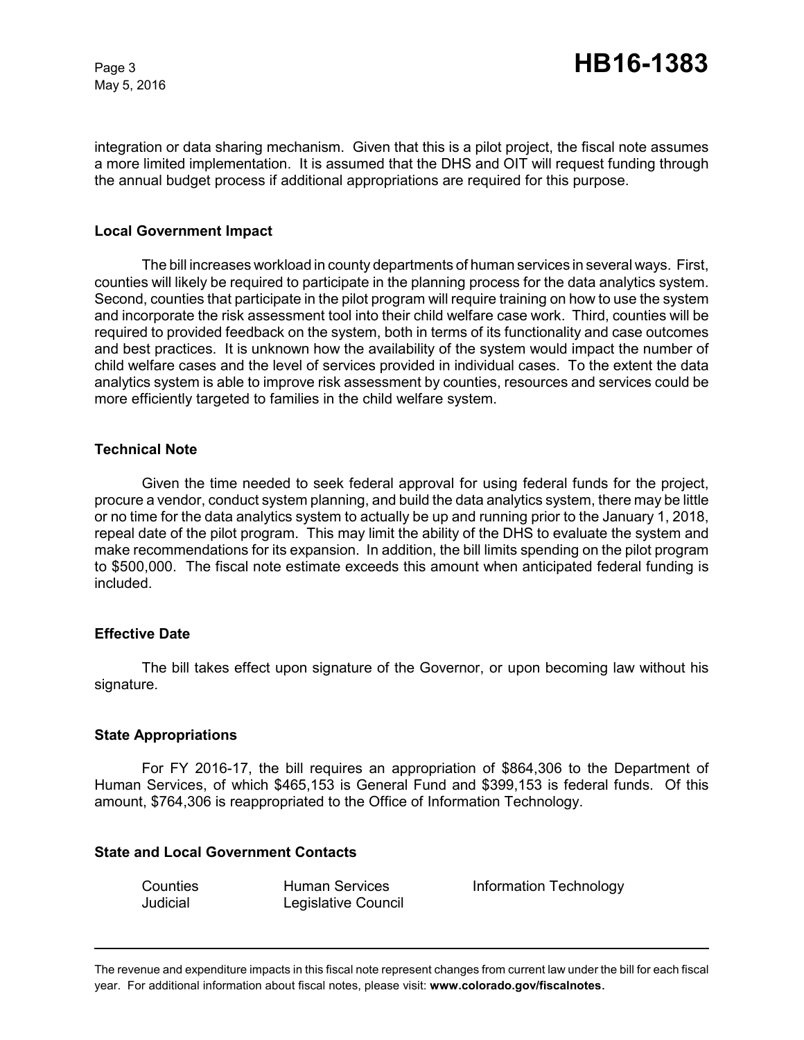integration or data sharing mechanism. Given that this is a pilot project, the fiscal note assumes a more limited implementation. It is assumed that the DHS and OIT will request funding through the annual budget process if additional appropriations are required for this purpose.

### Local Government Impact

The bill increases workload in county departments of human services in several ways. First, counties will likely be required to participate in the planning process for the data analytics system. Second, counties that participate in the pilot program will require training on how to use the system and incorporate the risk assessment tool into their child welfare case work. Third, counties will be required to provided feedback on the system, both in terms of its functionality and case outcomes and best practices. It is unknown how the availability of the system would impact the number of child welfare cases and the level of services provided in individual cases. To the extent the data analytics system is able to improve risk assessment by counties, resources and services could be more efficiently targeted to families in the child welfare system.

### Technical Note

Given the time needed to seek federal approval for using federal funds for the project, procure a vendor, conduct system planning, and build the data analytics system, there may be little or no time for the data analytics system to actually be up and running prior to the January 1, 2018, repeal date of the pilot program. This may limit the ability of the DHS to evaluate the system and make recommendations for its expansion. In addition, the bill limits spending on the pilot program to $500,000. The fiscal note estimate exceeds this amount when anticipated federal funding is included.

### Effective Date

The bill takes effect upon signature of the Governor, or upon becoming law without his signature.

### State Appropriations

For FY 2016-17, the bill requires an appropriation of $864,306 to the Department of Human Services, of which $465,153 is General Fund and $399,153 is federal funds. Of this amount, $764,306 is reappropriated to the Office of Information Technology.

### State and Local Government Contacts

| | | |
|---|---|---|
| Counties | Human Services | Information Technology |
| Judicial | Legislative Council | |

The revenue and expenditure impacts in this fiscal note represent changes from current law under the bill for each fiscal year. For additional information about fiscal notes, please visit: **www.colorado.gov/fiscalnotes.**